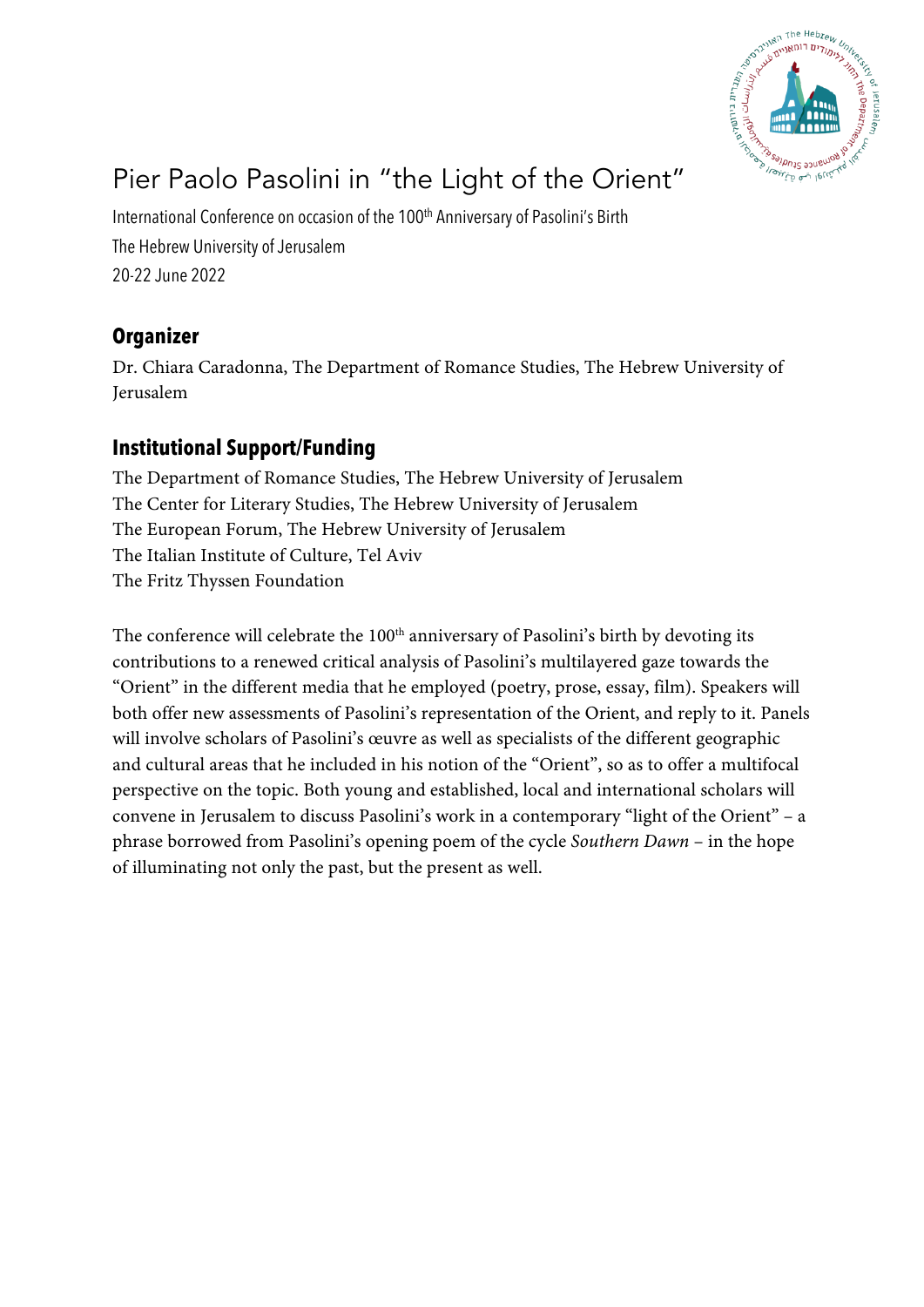# Pier Paolo Pasolini in “the Light of the Orient”

International Conference on occasion of the 100th Anniversary of Pasolini’s Birth
The Hebrew University of Jerusalem
20-22 June 2022

## Organizer

Dr. Chiara Caradonna, The Department of Romance Studies, The Hebrew University of Jerusalem

## Institutional Support/Funding

The Department of Romance Studies, The Hebrew University of Jerusalem
The Center for Literary Studies, The Hebrew University of Jerusalem
The European Forum, The Hebrew University of Jerusalem
The Italian Institute of Culture, Tel Aviv
The Fritz Thyssen Foundation

The conference will celebrate the 100th anniversary of Pasolini’s birth by devoting its contributions to a renewed critical analysis of Pasolini’s multilayered gaze towards the “Orient” in the different media that he employed (poetry, prose, essay, film). Speakers will both offer new assessments of Pasolini’s representation of the Orient, and reply to it. Panels will involve scholars of Pasolini’s œuvre as well as specialists of the different geographic and cultural areas that he included in his notion of the “Orient”, so as to offer a multifocal perspective on the topic. Both young and established, local and international scholars will convene in Jerusalem to discuss Pasolini’s work in a contemporary “light of the Orient” – a phrase borrowed from Pasolini’s opening poem of the cycle *Southern Dawn* – in the hope of illuminating not only the past, but the present as well.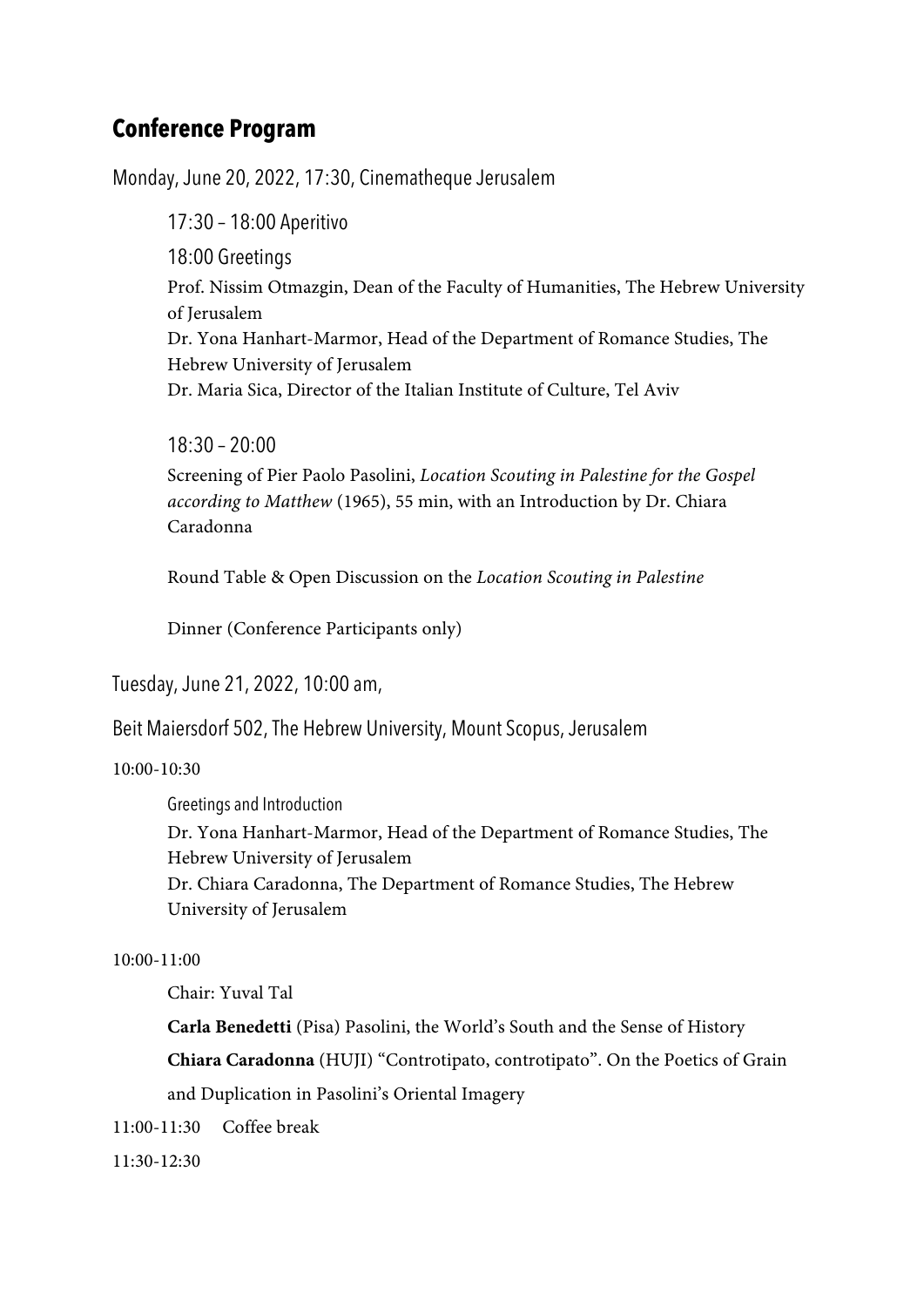## Conference Program

Monday, June 20, 2022, 17:30, Cinematheque Jerusalem

17:30 – 18:00 Aperitivo

18:00 Greetings

Prof. Nissim Otmazgin, Dean of the Faculty of Humanities, The Hebrew University of Jerusalem
Dr. Yona Hanhart-Marmor, Head of the Department of Romance Studies, The Hebrew University of Jerusalem
Dr. Maria Sica, Director of the Italian Institute of Culture, Tel Aviv

18:30 – 20:00

Screening of Pier Paolo Pasolini, *Location Scouting in Palestine for the Gospel according to Matthew* (1965), 55 min, with an Introduction by Dr. Chiara Caradonna

Round Table & Open Discussion on the *Location Scouting in Palestine*

Dinner (Conference Participants only)

Tuesday, June 21, 2022, 10:00 am,

Beit Maiersdorf 502, The Hebrew University, Mount Scopus, Jerusalem

10:00-10:30

Greetings and Introduction

Dr. Yona Hanhart-Marmor, Head of the Department of Romance Studies, The Hebrew University of Jerusalem
Dr. Chiara Caradonna, The Department of Romance Studies, The Hebrew University of Jerusalem

10:00-11:00

Chair: Yuval Tal

**Carla Benedetti** (Pisa) Pasolini, the World's South and the Sense of History

**Chiara Caradonna** (HUJI) "Controtipato, controtipato". On the Poetics of Grain and Duplication in Pasolini's Oriental Imagery

11:00-11:30 Coffee break

11:30-12:30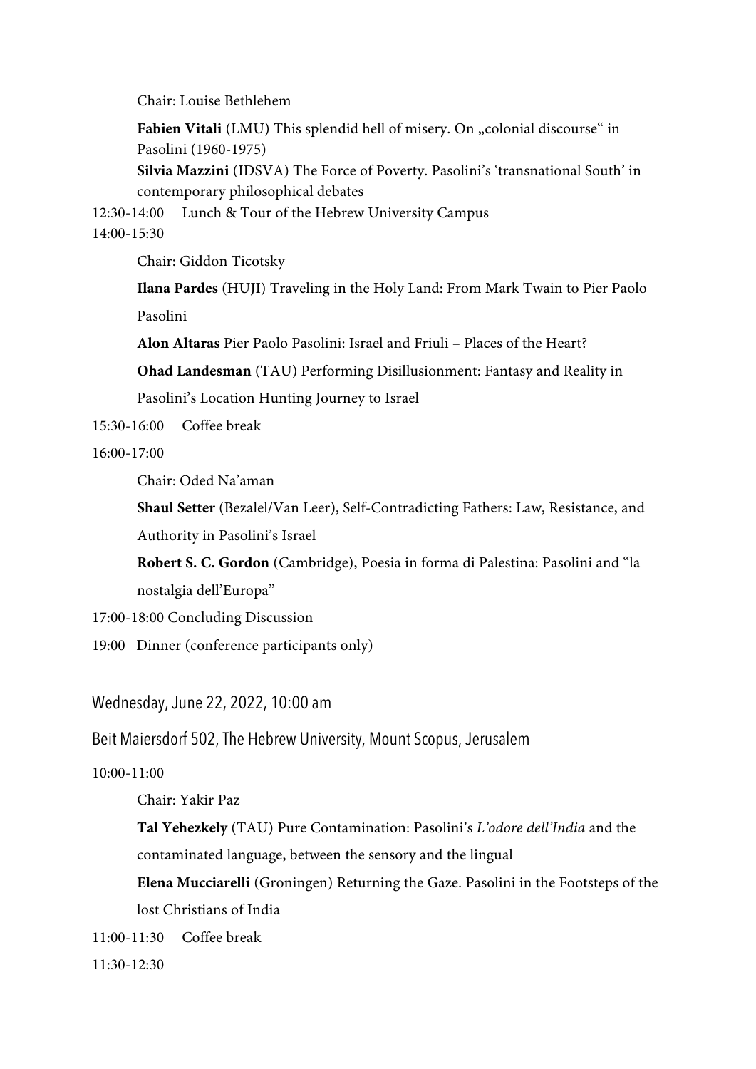Chair: Louise Bethlehem

**Fabien Vitali** (LMU) This splendid hell of misery. On „colonial discourse“ in Pasolini (1960-1975)

**Silvia Mazzini** (IDSVA) The Force of Poverty. Pasolini's 'transnational South' in contemporary philosophical debates

12:30-14:00 Lunch & Tour of the Hebrew University Campus

14:00-15:30

Chair: Giddon Ticotsky

**Ilana Pardes** (HUJI) Traveling in the Holy Land: From Mark Twain to Pier Paolo Pasolini

**Alon Altaras** Pier Paolo Pasolini: Israel and Friuli – Places of the Heart?

**Ohad Landesman** (TAU) Performing Disillusionment: Fantasy and Reality in Pasolini's Location Hunting Journey to Israel

15:30-16:00 Coffee break

16:00-17:00

Chair: Oded Na'aman

**Shaul Setter** (Bezalel/Van Leer), Self-Contradicting Fathers: Law, Resistance, and Authority in Pasolini's Israel

**Robert S. C. Gordon** (Cambridge), Poesia in forma di Palestina: Pasolini and "la nostalgia dell'Europa"

17:00-18:00 Concluding Discussion

19:00 Dinner (conference participants only)

## Wednesday, June 22, 2022, 10:00 am

Beit Maiersdorf 502, The Hebrew University, Mount Scopus, Jerusalem

10:00-11:00

Chair: Yakir Paz

**Tal Yehezkely** (TAU) Pure Contamination: Pasolini's *L'odore dell'India* and the contaminated language, between the sensory and the lingual

**Elena Mucciarelli** (Groningen) Returning the Gaze. Pasolini in the Footsteps of the lost Christians of India

11:00-11:30 Coffee break

11:30-12:30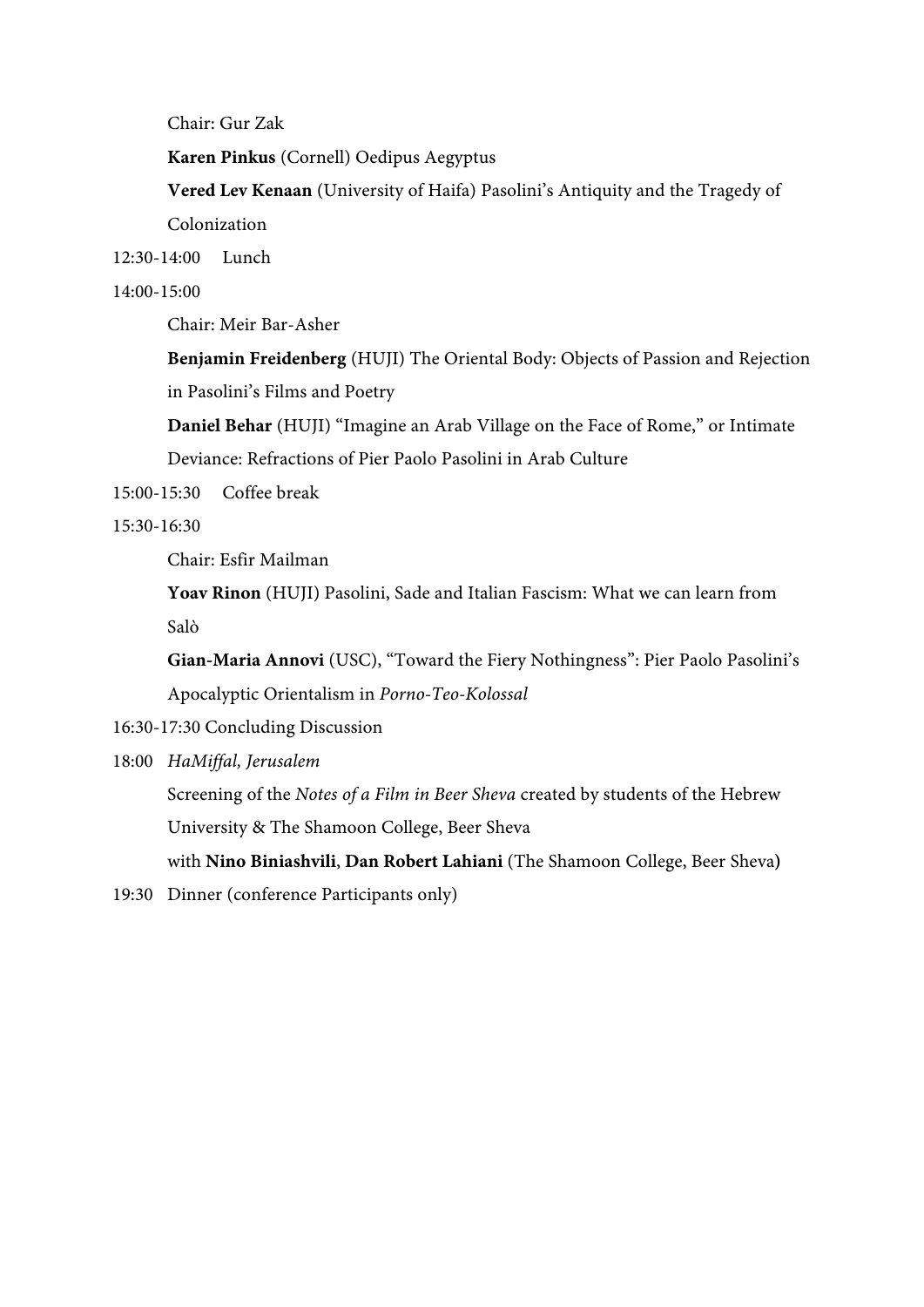Chair: Gur Zak

**Karen Pinkus** (Cornell) Oedipus Aegyptus

**Vered Lev Kenaan** (University of Haifa) Pasolini's Antiquity and the Tragedy of Colonization

12:30-14:00 Lunch

14:00-15:00

Chair: Meir Bar-Asher

**Benjamin Freidenberg** (HUJI) The Oriental Body: Objects of Passion and Rejection in Pasolini's Films and Poetry

**Daniel Behar** (HUJI) "Imagine an Arab Village on the Face of Rome," or Intimate Deviance: Refractions of Pier Paolo Pasolini in Arab Culture

15:00-15:30 Coffee break

15:30-16:30

Chair: Esfir Mailman

**Yoav Rinon** (HUJI) Pasolini, Sade and Italian Fascism: What we can learn from Salò

**Gian-Maria Annovi** (USC), "Toward the Fiery Nothingness": Pier Paolo Pasolini's Apocalyptic Orientalism in *Porno-Teo-Kolossal*

16:30-17:30 Concluding Discussion

18:00 *HaMiffal, Jerusalem*

Screening of the *Notes of a Film in Beer Sheva* created by students of the Hebrew University & The Shamoon College, Beer Sheva

with **Nino Biniashvili**, **Dan Robert Lahiani** (The Shamoon College, Beer Sheva)

19:30 Dinner (conference Participants only)